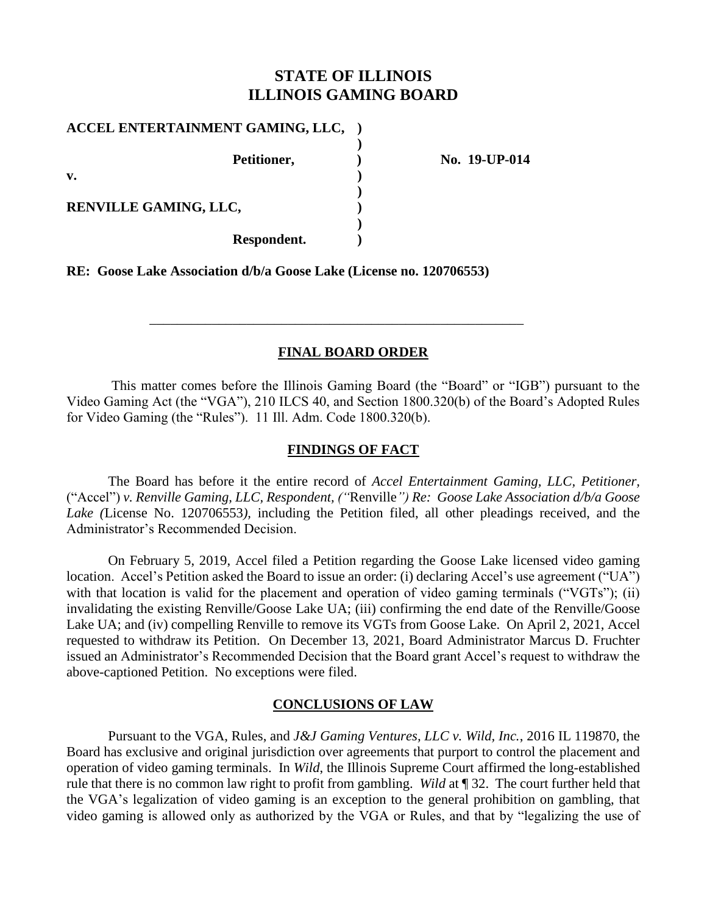# STATE OF ILLINOIS
# ILLINOIS GAMING BOARD

**ACCEL ENTERTAINMENT GAMING, LLC,** )
)
**Petitioner,** ) **No. 19-UP-014**
**v.** )
)
**RENVILLE GAMING, LLC,** )
)
**Respondent.** )

**RE: Goose Lake Association d/b/a Goose Lake (License no. 120706553)**

---

## FINAL BOARD ORDER

This matter comes before the Illinois Gaming Board (the "Board" or "IGB") pursuant to the Video Gaming Act (the "VGA"), 210 ILCS 40, and Section 1800.320(b) of the Board's Adopted Rules for Video Gaming (the "Rules"). 11 Ill. Adm. Code 1800.320(b).

## FINDINGS OF FACT

The Board has before it the entire record of *Accel Entertainment Gaming, LLC, Petitioner,* ("Accel") *v. Renville Gaming, LLC, Respondent, ("*Renville*") Re: Goose Lake Association d/b/a Goose Lake (*License No. 120706553*),* including the Petition filed, all other pleadings received, and the Administrator's Recommended Decision.

On February 5, 2019, Accel filed a Petition regarding the Goose Lake licensed video gaming location. Accel's Petition asked the Board to issue an order: (i) declaring Accel's use agreement ("UA") with that location is valid for the placement and operation of video gaming terminals ("VGTs"); (ii) invalidating the existing Renville/Goose Lake UA; (iii) confirming the end date of the Renville/Goose Lake UA; and (iv) compelling Renville to remove its VGTs from Goose Lake. On April 2, 2021, Accel requested to withdraw its Petition. On December 13, 2021, Board Administrator Marcus D. Fruchter issued an Administrator's Recommended Decision that the Board grant Accel's request to withdraw the above-captioned Petition. No exceptions were filed.

## CONCLUSIONS OF LAW

Pursuant to the VGA, Rules, and *J&J Gaming Ventures, LLC v. Wild, Inc.*, 2016 IL 119870, the Board has exclusive and original jurisdiction over agreements that purport to control the placement and operation of video gaming terminals. In *Wild*, the Illinois Supreme Court affirmed the long-established rule that there is no common law right to profit from gambling. *Wild* at ¶ 32. The court further held that the VGA's legalization of video gaming is an exception to the general prohibition on gambling, that video gaming is allowed only as authorized by the VGA or Rules, and that by "legalizing the use of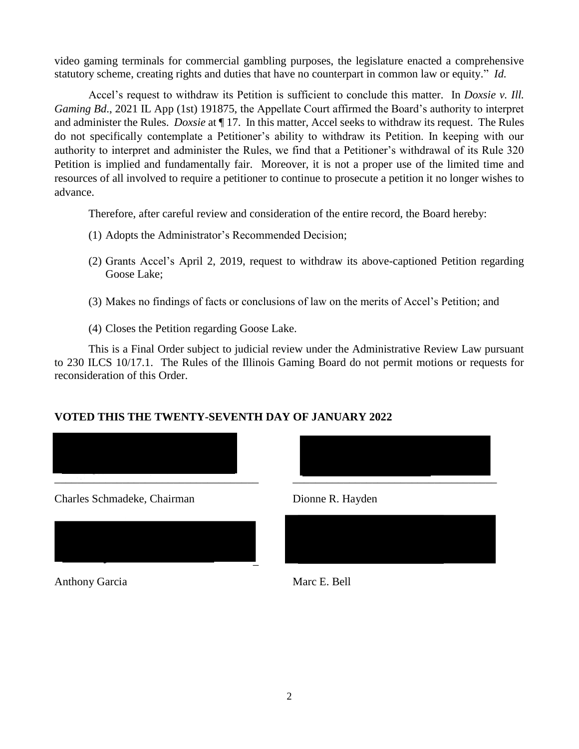video gaming terminals for commercial gambling purposes, the legislature enacted a comprehensive statutory scheme, creating rights and duties that have no counterpart in common law or equity." *Id.*

Accel's request to withdraw its Petition is sufficient to conclude this matter. In *Doxsie v. Ill. Gaming Bd.*, 2021 IL App (1st) 191875, the Appellate Court affirmed the Board's authority to interpret and administer the Rules. *Doxsie* at ¶ 17. In this matter, Accel seeks to withdraw its request. The Rules do not specifically contemplate a Petitioner's ability to withdraw its Petition. In keeping with our authority to interpret and administer the Rules, we find that a Petitioner's withdrawal of its Rule 320 Petition is implied and fundamentally fair. Moreover, it is not a proper use of the limited time and resources of all involved to require a petitioner to continue to prosecute a petition it no longer wishes to advance.

Therefore, after careful review and consideration of the entire record, the Board hereby:

(1) Adopts the Administrator's Recommended Decision;

(2) Grants Accel's April 2, 2019, request to withdraw its above-captioned Petition regarding Goose Lake;

(3) Makes no findings of facts or conclusions of law on the merits of Accel's Petition; and

(4) Closes the Petition regarding Goose Lake.

This is a Final Order subject to judicial review under the Administrative Review Law pursuant to 230 ILCS 10/17.1. The Rules of the Illinois Gaming Board do not permit motions or requests for reconsideration of this Order.

**VOTED THIS THE TWENTY-SEVENTH DAY OF JANUARY 2022**

Charles Schmadeke, Chairman

Dionne R. Hayden

Anthony Garcia

Marc E. Bell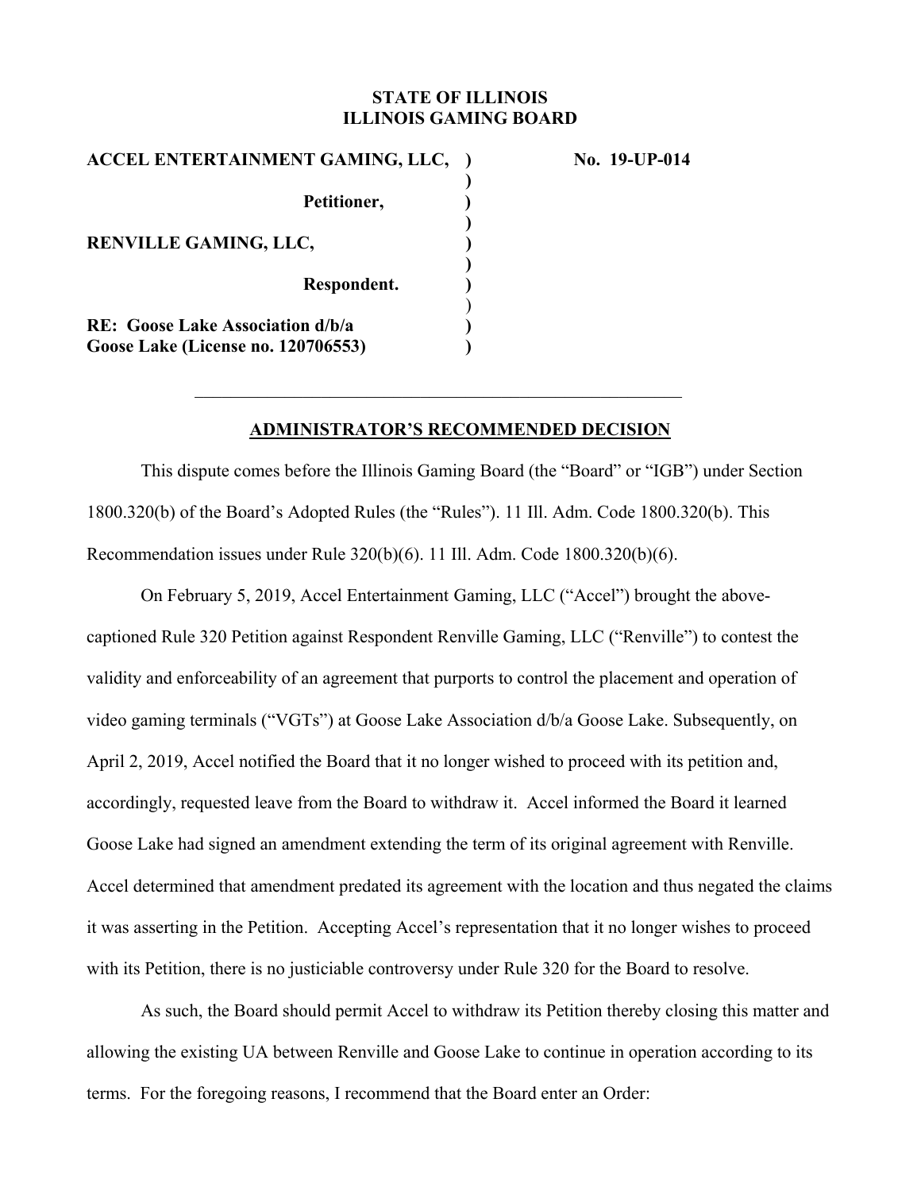**STATE OF ILLINOIS**
**ILLINOIS GAMING BOARD**

| | | |
|---|---|---|
| **ACCEL ENTERTAINMENT GAMING, LLC,** | **)** | **No. 19-UP-014** |
| | **)** | |
| **Petitioner,** | **)** | |
| | **)** | |
| **RENVILLE GAMING, LLC,** | **)** | |
| | **)** | |
| **Respondent.** | **)** | |
| | ) | |
| **RE: Goose Lake Association d/b/a** | **)** | |
| **Goose Lake (License no. 120706553)** | **)** | |

---

## ADMINISTRATOR'S RECOMMENDED DECISION

This dispute comes before the Illinois Gaming Board (the "Board" or "IGB") under Section 1800.320(b) of the Board's Adopted Rules (the "Rules"). 11 Ill. Adm. Code 1800.320(b). This Recommendation issues under Rule 320(b)(6). 11 Ill. Adm. Code 1800.320(b)(6).

On February 5, 2019, Accel Entertainment Gaming, LLC ("Accel") brought the above-captioned Rule 320 Petition against Respondent Renville Gaming, LLC ("Renville") to contest the validity and enforceability of an agreement that purports to control the placement and operation of video gaming terminals ("VGTs") at Goose Lake Association d/b/a Goose Lake. Subsequently, on April 2, 2019, Accel notified the Board that it no longer wished to proceed with its petition and, accordingly, requested leave from the Board to withdraw it. Accel informed the Board it learned Goose Lake had signed an amendment extending the term of its original agreement with Renville. Accel determined that amendment predated its agreement with the location and thus negated the claims it was asserting in the Petition. Accepting Accel's representation that it no longer wishes to proceed with its Petition, there is no justiciable controversy under Rule 320 for the Board to resolve.

As such, the Board should permit Accel to withdraw its Petition thereby closing this matter and allowing the existing UA between Renville and Goose Lake to continue in operation according to its terms. For the foregoing reasons, I recommend that the Board enter an Order: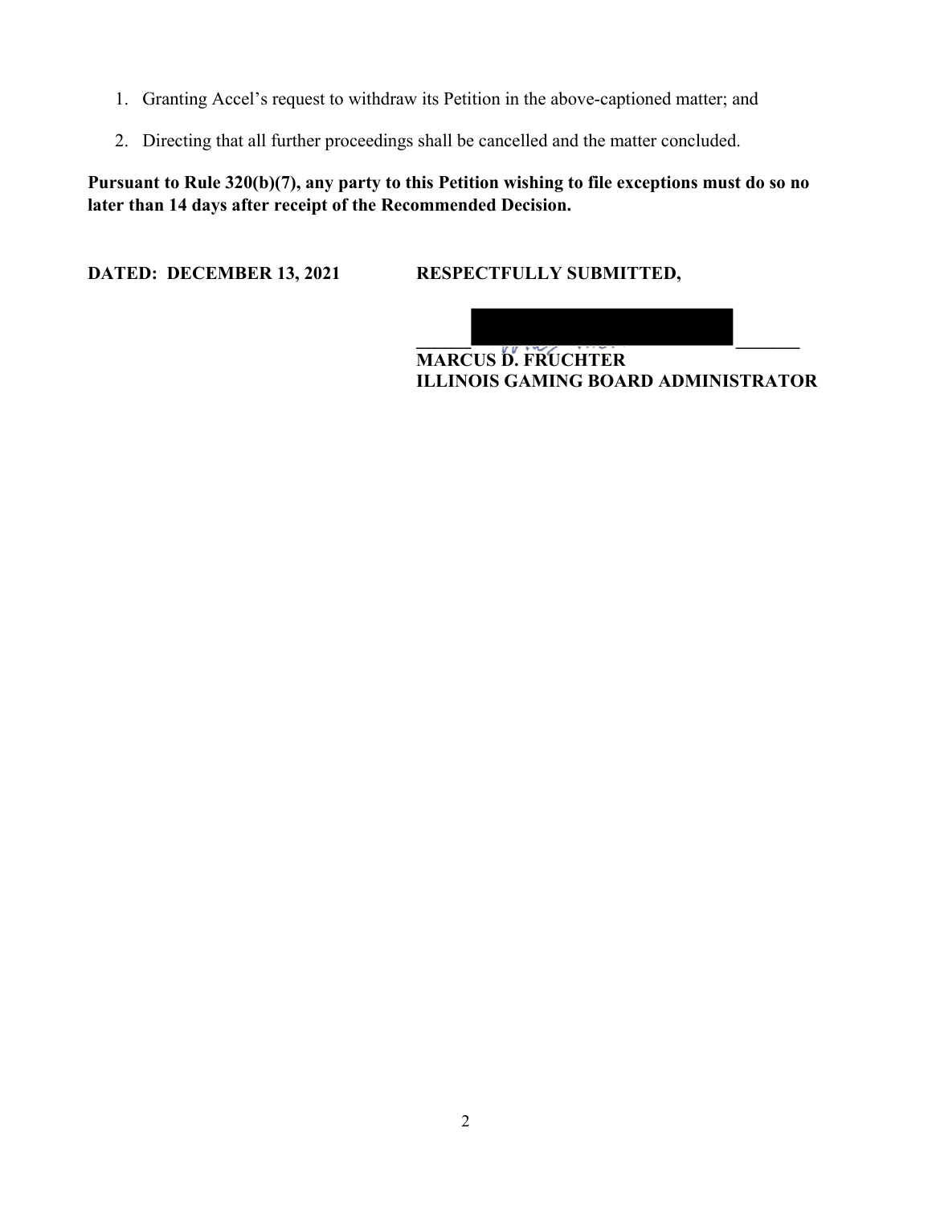1. Granting Accel's request to withdraw its Petition in the above-captioned matter; and
2. Directing that all further proceedings shall be cancelled and the matter concluded.

**Pursuant to Rule 320(b)(7), any party to this Petition wishing to file exceptions must do so no later than 14 days after receipt of the Recommended Decision.**

**DATED: DECEMBER 13, 2021**

**RESPECTFULLY SUBMITTED,**

**MARCUS D. FRUCHTER**
**ILLINOIS GAMING BOARD ADMINISTRATOR**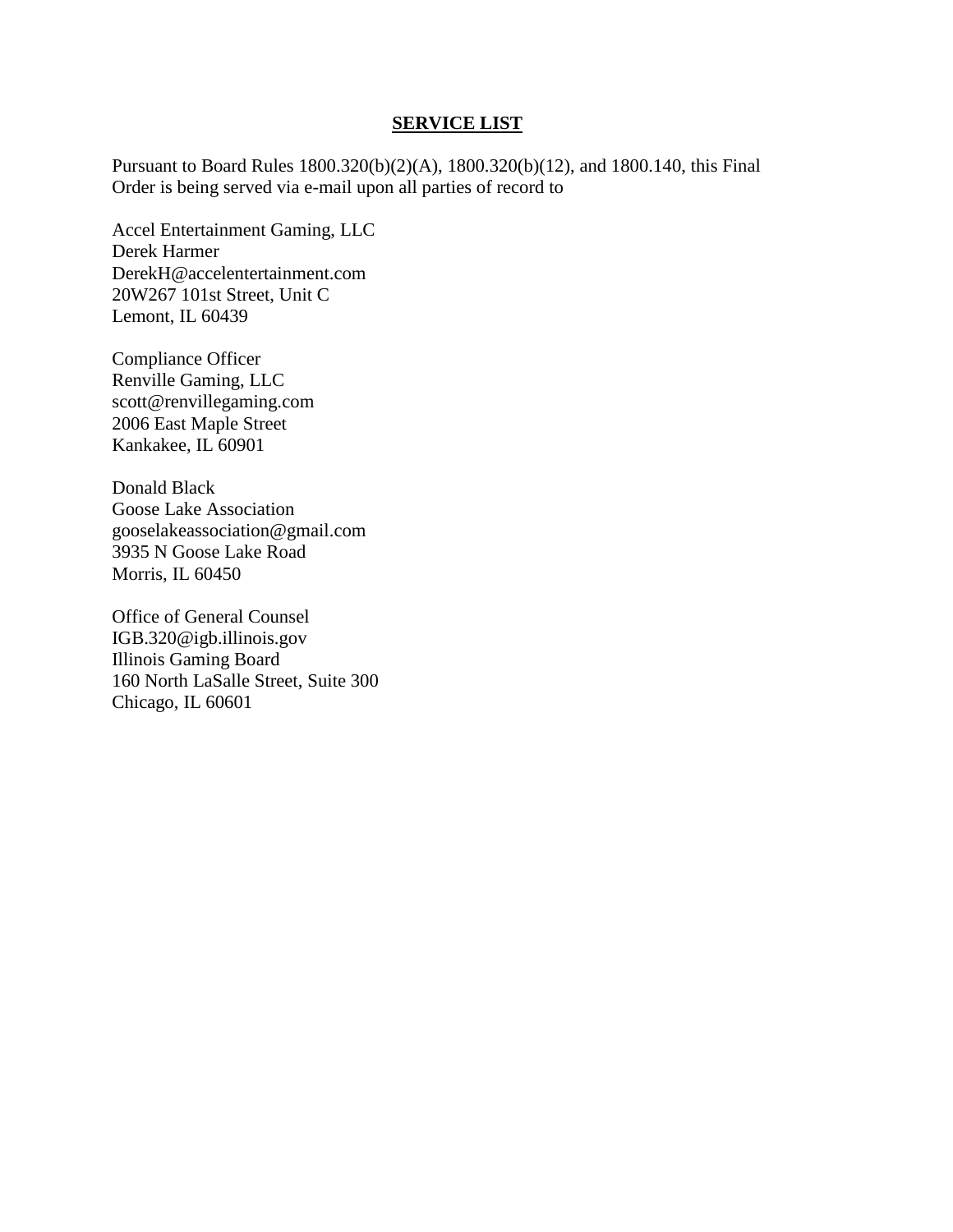## SERVICE LIST

Pursuant to Board Rules 1800.320(b)(2)(A), 1800.320(b)(12), and 1800.140, this Final Order is being served via e-mail upon all parties of record to

Accel Entertainment Gaming, LLC  
Derek Harmer  
DerekH@accelentertainment.com  
20W267 101st Street, Unit C  
Lemont, IL 60439

Compliance Officer  
Renville Gaming, LLC  
scott@renvillegaming.com  
2006 East Maple Street  
Kankakee, IL 60901

Donald Black  
Goose Lake Association  
gooselakeassociation@gmail.com  
3935 N Goose Lake Road  
Morris, IL 60450

Office of General Counsel  
IGB.320@igb.illinois.gov  
Illinois Gaming Board  
160 North LaSalle Street, Suite 300  
Chicago, IL 60601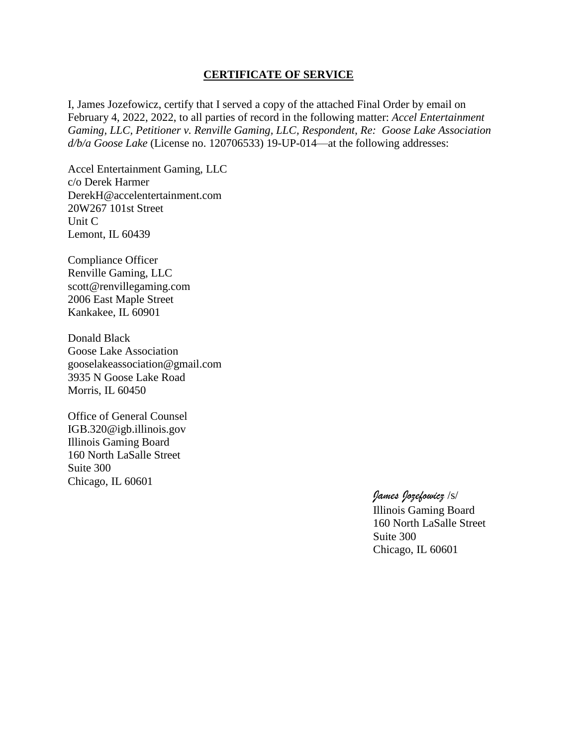**CERTIFICATE OF SERVICE**

I, James Jozefowicz, certify that I served a copy of the attached Final Order by email on February 4, 2022, 2022, to all parties of record in the following matter: *Accel Entertainment Gaming, LLC, Petitioner v. Renville Gaming, LLC, Respondent, Re: Goose Lake Association d/b/a Goose Lake* (License no. 120706533) 19-UP-014—at the following addresses:

Accel Entertainment Gaming, LLC
c/o Derek Harmer
DerekH@accelentertainment.com
20W267 101st Street
Unit C
Lemont, IL 60439

Compliance Officer
Renville Gaming, LLC
scott@renvillegaming.com
2006 East Maple Street
Kankakee, IL 60901

Donald Black
Goose Lake Association
gooselakeassociation@gmail.com
3935 N Goose Lake Road
Morris, IL 60450

Office of General Counsel
IGB.320@igb.illinois.gov
Illinois Gaming Board
160 North LaSalle Street
Suite 300
Chicago, IL 60601

*James Jozefowicz* /s/
Illinois Gaming Board
160 North LaSalle Street
Suite 300
Chicago, IL 60601